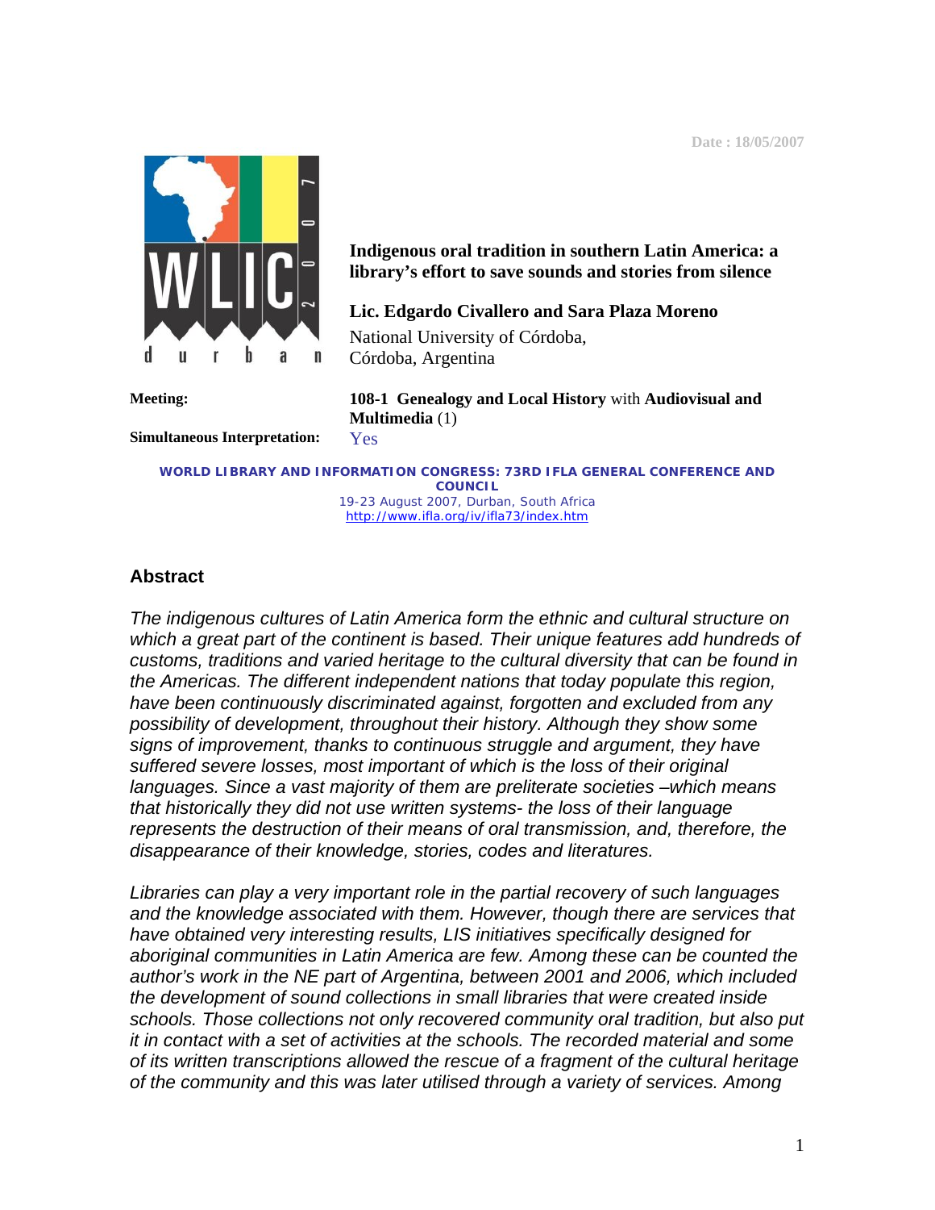Date : 18/05/2007

**Indigenous oral tradition in southern Latin America: a library's effort to save sounds and stories from silence**

**Lic. Edgardo Civallero and Sara Plaza Moreno**

National University of Córdoba,
Córdoba, Argentina

| | |
|---|---|
| **Meeting:** | **108-1 Genealogy and Local History** with **Audiovisual and Multimedia** (1) |
| **Simultaneous Interpretation:** | Yes |

**WORLD LIBRARY AND INFORMATION CONGRESS: 73RD IFLA GENERAL CONFERENCE AND COUNCIL**
19-23 August 2007, Durban, South Africa
http://www.ifla.org/iv/ifla73/index.htm

## Abstract

*The indigenous cultures of Latin America form the ethnic and cultural structure on which a great part of the continent is based. Their unique features add hundreds of customs, traditions and varied heritage to the cultural diversity that can be found in the Americas. The different independent nations that today populate this region, have been continuously discriminated against, forgotten and excluded from any possibility of development, throughout their history. Although they show some signs of improvement, thanks to continuous struggle and argument, they have suffered severe losses, most important of which is the loss of their original languages. Since a vast majority of them are preliterate societies –which means that historically they did not use written systems- the loss of their language represents the destruction of their means of oral transmission, and, therefore, the disappearance of their knowledge, stories, codes and literatures.*

*Libraries can play a very important role in the partial recovery of such languages and the knowledge associated with them. However, though there are services that have obtained very interesting results, LIS initiatives specifically designed for aboriginal communities in Latin America are few. Among these can be counted the author's work in the NE part of Argentina, between 2001 and 2006, which included the development of sound collections in small libraries that were created inside schools. Those collections not only recovered community oral tradition, but also put it in contact with a set of activities at the schools. The recorded material and some of its written transcriptions allowed the rescue of a fragment of the cultural heritage of the community and this was later utilised through a variety of services. Among*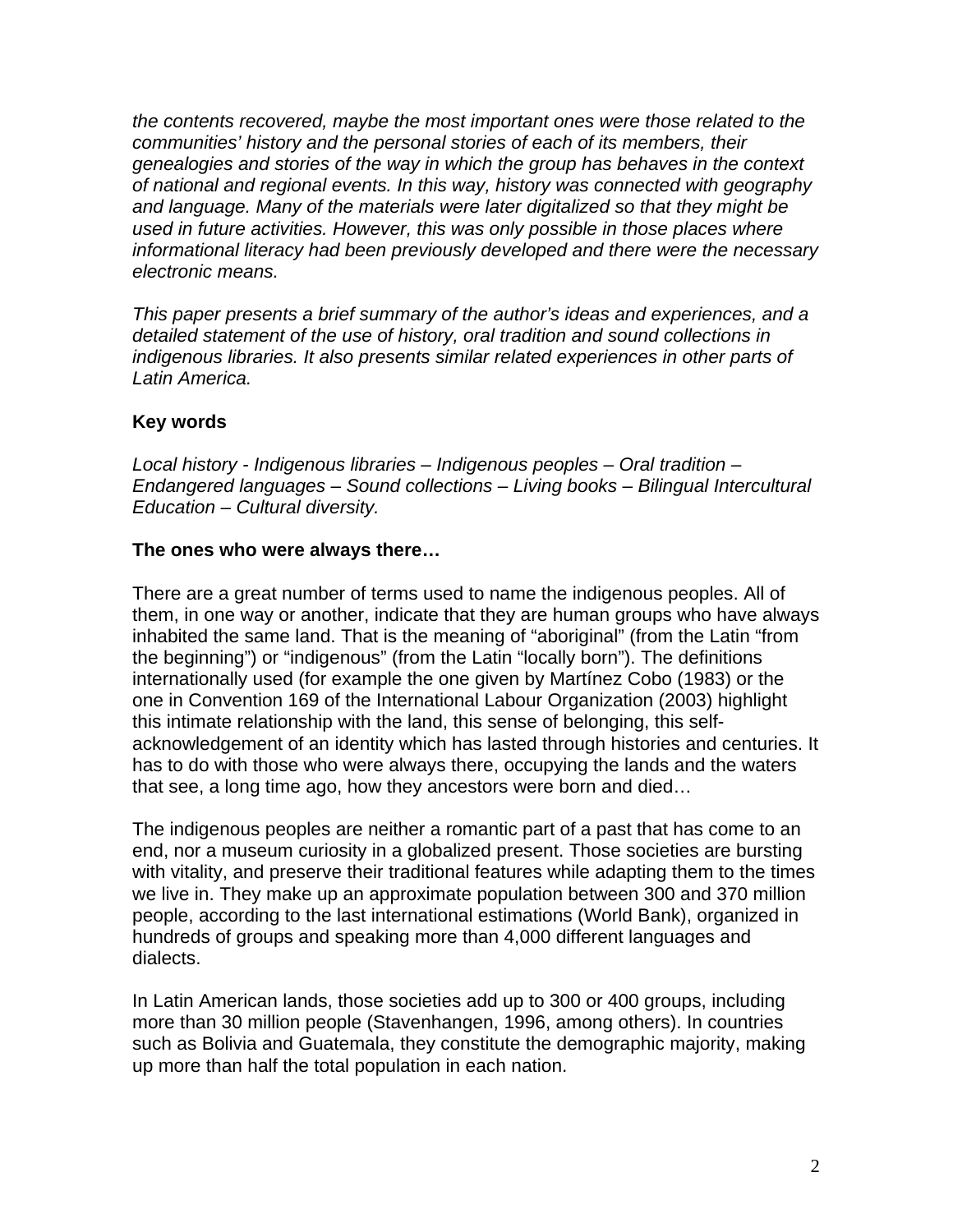*the contents recovered, maybe the most important ones were those related to the communities' history and the personal stories of each of its members, their genealogies and stories of the way in which the group has behaves in the context of national and regional events. In this way, history was connected with geography and language. Many of the materials were later digitalized so that they might be used in future activities. However, this was only possible in those places where informational literacy had been previously developed and there were the necessary electronic means.*

*This paper presents a brief summary of the author's ideas and experiences, and a detailed statement of the use of history, oral tradition and sound collections in indigenous libraries. It also presents similar related experiences in other parts of Latin America.*

**Key words**

*Local history - Indigenous libraries – Indigenous peoples – Oral tradition – Endangered languages – Sound collections – Living books – Bilingual Intercultural Education – Cultural diversity.*

**The ones who were always there…**

There are a great number of terms used to name the indigenous peoples. All of them, in one way or another, indicate that they are human groups who have always inhabited the same land. That is the meaning of "aboriginal" (from the Latin "from the beginning") or "indigenous" (from the Latin "locally born"). The definitions internationally used (for example the one given by Martínez Cobo (1983) or the one in Convention 169 of the International Labour Organization (2003) highlight this intimate relationship with the land, this sense of belonging, this self-acknowledgement of an identity which has lasted through histories and centuries. It has to do with those who were always there, occupying the lands and the waters that see, a long time ago, how they ancestors were born and died…

The indigenous peoples are neither a romantic part of a past that has come to an end, nor a museum curiosity in a globalized present. Those societies are bursting with vitality, and preserve their traditional features while adapting them to the times we live in. They make up an approximate population between 300 and 370 million people, according to the last international estimations (World Bank), organized in hundreds of groups and speaking more than 4,000 different languages and dialects.

In Latin American lands, those societies add up to 300 or 400 groups, including more than 30 million people (Stavenhangen, 1996, among others). In countries such as Bolivia and Guatemala, they constitute the demographic majority, making up more than half the total population in each nation.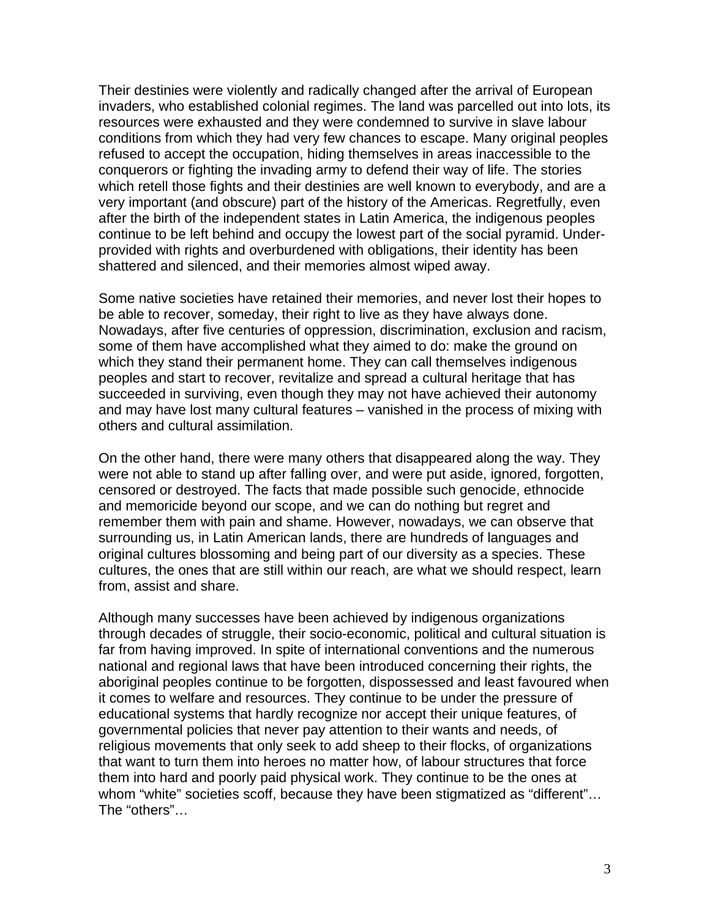Their destinies were violently and radically changed after the arrival of European invaders, who established colonial regimes. The land was parcelled out into lots, its resources were exhausted and they were condemned to survive in slave labour conditions from which they had very few chances to escape. Many original peoples refused to accept the occupation, hiding themselves in areas inaccessible to the conquerors or fighting the invading army to defend their way of life. The stories which retell those fights and their destinies are well known to everybody, and are a very important (and obscure) part of the history of the Americas. Regretfully, even after the birth of the independent states in Latin America, the indigenous peoples continue to be left behind and occupy the lowest part of the social pyramid. Under-provided with rights and overburdened with obligations, their identity has been shattered and silenced, and their memories almost wiped away.

Some native societies have retained their memories, and never lost their hopes to be able to recover, someday, their right to live as they have always done. Nowadays, after five centuries of oppression, discrimination, exclusion and racism, some of them have accomplished what they aimed to do: make the ground on which they stand their permanent home. They can call themselves indigenous peoples and start to recover, revitalize and spread a cultural heritage that has succeeded in surviving, even though they may not have achieved their autonomy and may have lost many cultural features – vanished in the process of mixing with others and cultural assimilation.

On the other hand, there were many others that disappeared along the way. They were not able to stand up after falling over, and were put aside, ignored, forgotten, censored or destroyed. The facts that made possible such genocide, ethnocide and memoricide beyond our scope, and we can do nothing but regret and remember them with pain and shame. However, nowadays, we can observe that surrounding us, in Latin American lands, there are hundreds of languages and original cultures blossoming and being part of our diversity as a species. These cultures, the ones that are still within our reach, are what we should respect, learn from, assist and share.

Although many successes have been achieved by indigenous organizations through decades of struggle, their socio-economic, political and cultural situation is far from having improved. In spite of international conventions and the numerous national and regional laws that have been introduced concerning their rights, the aboriginal peoples continue to be forgotten, dispossessed and least favoured when it comes to welfare and resources. They continue to be under the pressure of educational systems that hardly recognize nor accept their unique features, of governmental policies that never pay attention to their wants and needs, of religious movements that only seek to add sheep to their flocks, of organizations that want to turn them into heroes no matter how, of labour structures that force them into hard and poorly paid physical work. They continue to be the ones at whom "white" societies scoff, because they have been stigmatized as "different"… The "others"…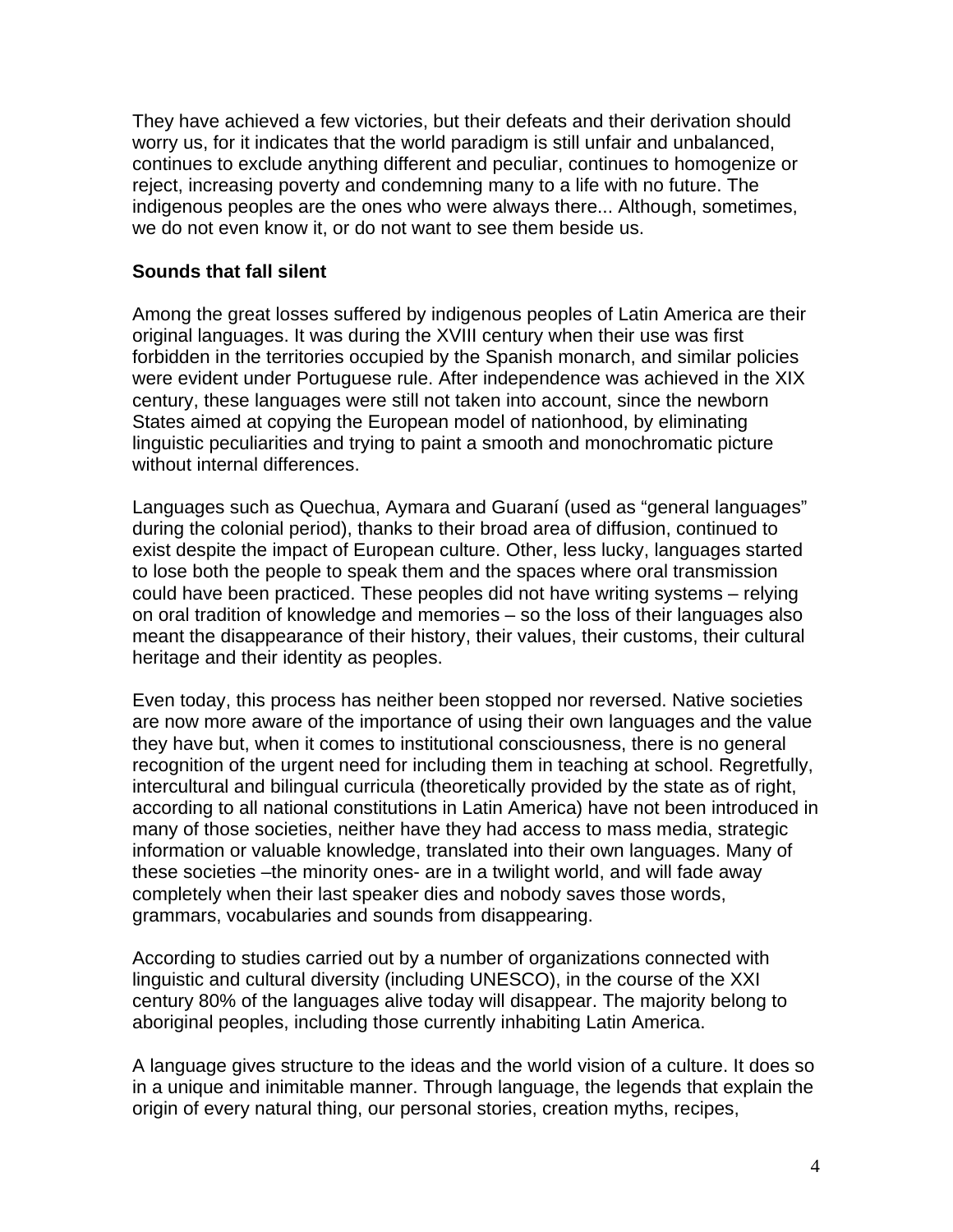They have achieved a few victories, but their defeats and their derivation should worry us, for it indicates that the world paradigm is still unfair and unbalanced, continues to exclude anything different and peculiar, continues to homogenize or reject, increasing poverty and condemning many to a life with no future. The indigenous peoples are the ones who were always there... Although, sometimes, we do not even know it, or do not want to see them beside us.

**Sounds that fall silent**

Among the great losses suffered by indigenous peoples of Latin America are their original languages. It was during the XVIII century when their use was first forbidden in the territories occupied by the Spanish monarch, and similar policies were evident under Portuguese rule. After independence was achieved in the XIX century, these languages were still not taken into account, since the newborn States aimed at copying the European model of nationhood, by eliminating linguistic peculiarities and trying to paint a smooth and monochromatic picture without internal differences.

Languages such as Quechua, Aymara and Guaraní (used as "general languages" during the colonial period), thanks to their broad area of diffusion, continued to exist despite the impact of European culture. Other, less lucky, languages started to lose both the people to speak them and the spaces where oral transmission could have been practiced. These peoples did not have writing systems – relying on oral tradition of knowledge and memories – so the loss of their languages also meant the disappearance of their history, their values, their customs, their cultural heritage and their identity as peoples.

Even today, this process has neither been stopped nor reversed. Native societies are now more aware of the importance of using their own languages and the value they have but, when it comes to institutional consciousness, there is no general recognition of the urgent need for including them in teaching at school. Regretfully, intercultural and bilingual curricula (theoretically provided by the state as of right, according to all national constitutions in Latin America) have not been introduced in many of those societies, neither have they had access to mass media, strategic information or valuable knowledge, translated into their own languages. Many of these societies –the minority ones- are in a twilight world, and will fade away completely when their last speaker dies and nobody saves those words, grammars, vocabularies and sounds from disappearing.

According to studies carried out by a number of organizations connected with linguistic and cultural diversity (including UNESCO), in the course of the XXI century 80% of the languages alive today will disappear. The majority belong to aboriginal peoples, including those currently inhabiting Latin America.

A language gives structure to the ideas and the world vision of a culture. It does so in a unique and inimitable manner. Through language, the legends that explain the origin of every natural thing, our personal stories, creation myths, recipes,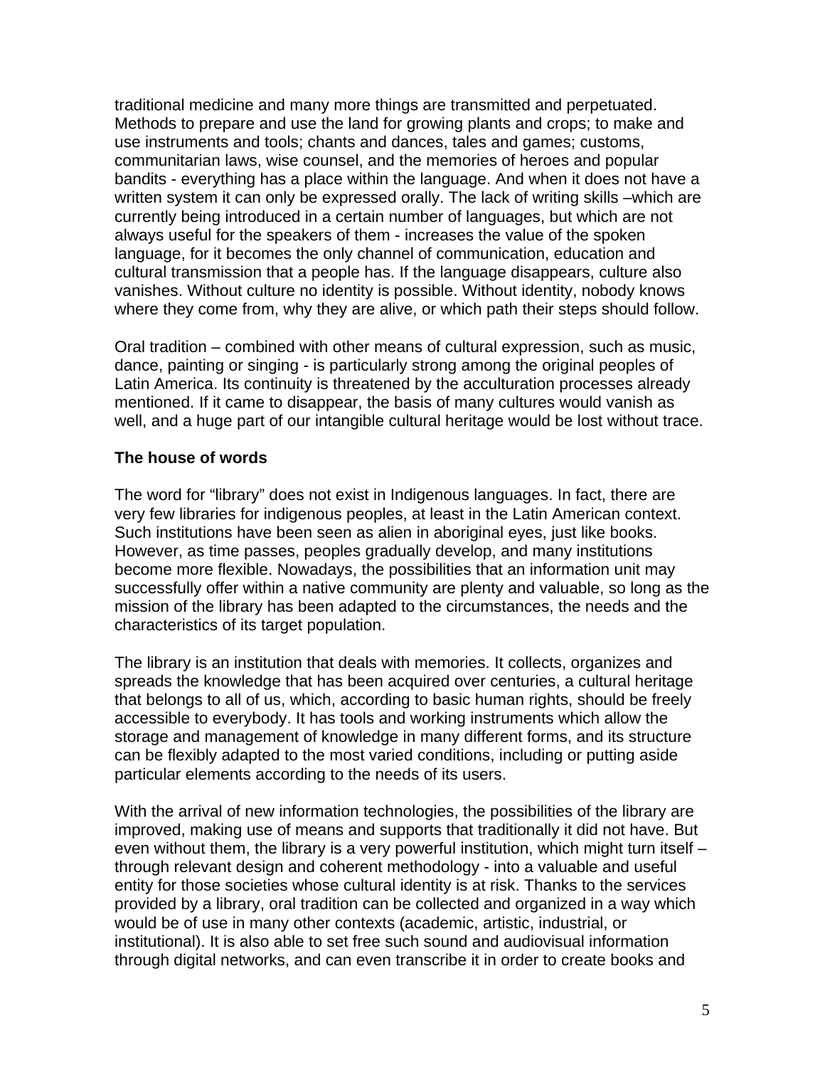traditional medicine and many more things are transmitted and perpetuated. Methods to prepare and use the land for growing plants and crops; to make and use instruments and tools; chants and dances, tales and games; customs, communitarian laws, wise counsel, and the memories of heroes and popular bandits - everything has a place within the language. And when it does not have a written system it can only be expressed orally. The lack of writing skills –which are currently being introduced in a certain number of languages, but which are not always useful for the speakers of them - increases the value of the spoken language, for it becomes the only channel of communication, education and cultural transmission that a people has. If the language disappears, culture also vanishes. Without culture no identity is possible. Without identity, nobody knows where they come from, why they are alive, or which path their steps should follow.

Oral tradition – combined with other means of cultural expression, such as music, dance, painting or singing - is particularly strong among the original peoples of Latin America. Its continuity is threatened by the acculturation processes already mentioned. If it came to disappear, the basis of many cultures would vanish as well, and a huge part of our intangible cultural heritage would be lost without trace.

**The house of words**

The word for "library" does not exist in Indigenous languages. In fact, there are very few libraries for indigenous peoples, at least in the Latin American context. Such institutions have been seen as alien in aboriginal eyes, just like books. However, as time passes, peoples gradually develop, and many institutions become more flexible. Nowadays, the possibilities that an information unit may successfully offer within a native community are plenty and valuable, so long as the mission of the library has been adapted to the circumstances, the needs and the characteristics of its target population.

The library is an institution that deals with memories. It collects, organizes and spreads the knowledge that has been acquired over centuries, a cultural heritage that belongs to all of us, which, according to basic human rights, should be freely accessible to everybody. It has tools and working instruments which allow the storage and management of knowledge in many different forms, and its structure can be flexibly adapted to the most varied conditions, including or putting aside particular elements according to the needs of its users.

With the arrival of new information technologies, the possibilities of the library are improved, making use of means and supports that traditionally it did not have. But even without them, the library is a very powerful institution, which might turn itself – through relevant design and coherent methodology - into a valuable and useful entity for those societies whose cultural identity is at risk. Thanks to the services provided by a library, oral tradition can be collected and organized in a way which would be of use in many other contexts (academic, artistic, industrial, or institutional). It is also able to set free such sound and audiovisual information through digital networks, and can even transcribe it in order to create books and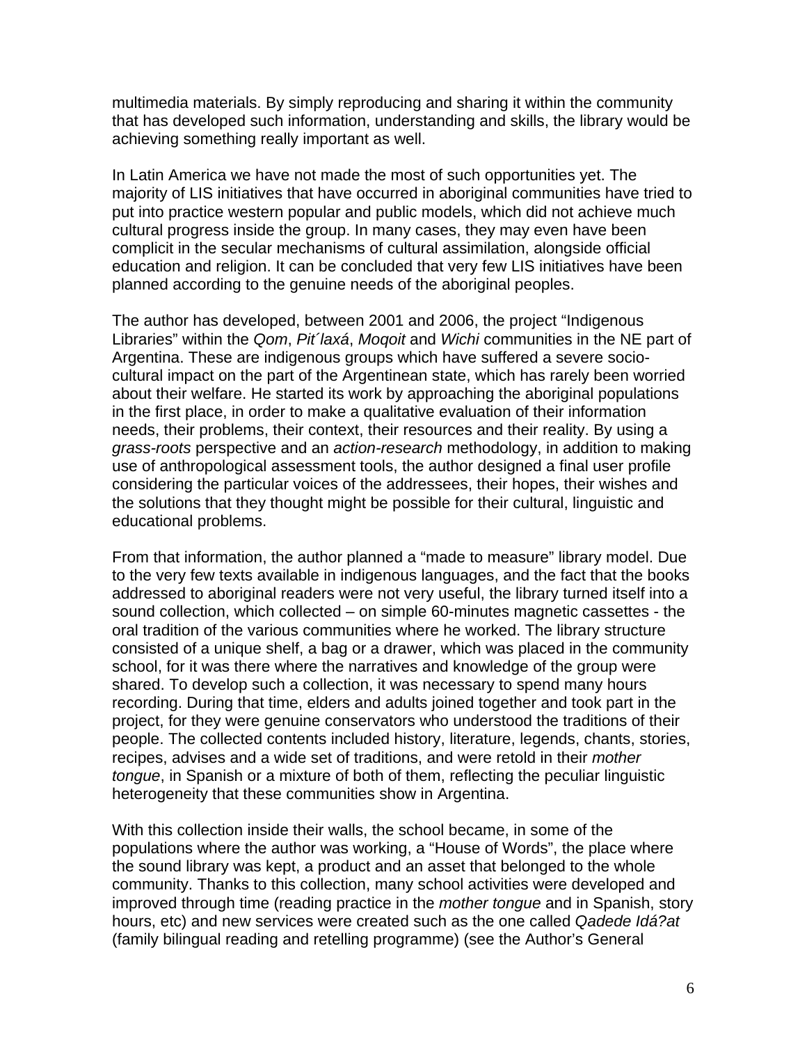multimedia materials. By simply reproducing and sharing it within the community that has developed such information, understanding and skills, the library would be achieving something really important as well.

In Latin America we have not made the most of such opportunities yet. The majority of LIS initiatives that have occurred in aboriginal communities have tried to put into practice western popular and public models, which did not achieve much cultural progress inside the group. In many cases, they may even have been complicit in the secular mechanisms of cultural assimilation, alongside official education and religion. It can be concluded that very few LIS initiatives have been planned according to the genuine needs of the aboriginal peoples.

The author has developed, between 2001 and 2006, the project "Indigenous Libraries" within the *Qom*, *Pit´laxá*, *Moqoit* and *Wichi* communities in the NE part of Argentina. These are indigenous groups which have suffered a severe socio-cultural impact on the part of the Argentinean state, which has rarely been worried about their welfare. He started its work by approaching the aboriginal populations in the first place, in order to make a qualitative evaluation of their information needs, their problems, their context, their resources and their reality. By using a *grass-roots* perspective and an *action-research* methodology, in addition to making use of anthropological assessment tools, the author designed a final user profile considering the particular voices of the addressees, their hopes, their wishes and the solutions that they thought might be possible for their cultural, linguistic and educational problems.

From that information, the author planned a "made to measure" library model. Due to the very few texts available in indigenous languages, and the fact that the books addressed to aboriginal readers were not very useful, the library turned itself into a sound collection, which collected – on simple 60-minutes magnetic cassettes - the oral tradition of the various communities where he worked. The library structure consisted of a unique shelf, a bag or a drawer, which was placed in the community school, for it was there where the narratives and knowledge of the group were shared. To develop such a collection, it was necessary to spend many hours recording. During that time, elders and adults joined together and took part in the project, for they were genuine conservators who understood the traditions of their people. The collected contents included history, literature, legends, chants, stories, recipes, advises and a wide set of traditions, and were retold in their *mother tongue*, in Spanish or a mixture of both of them, reflecting the peculiar linguistic heterogeneity that these communities show in Argentina.

With this collection inside their walls, the school became, in some of the populations where the author was working, a "House of Words", the place where the sound library was kept, a product and an asset that belonged to the whole community. Thanks to this collection, many school activities were developed and improved through time (reading practice in the *mother tongue* and in Spanish, story hours, etc) and new services were created such as the one called *Qadede Idá?at* (family bilingual reading and retelling programme) (see the Author's General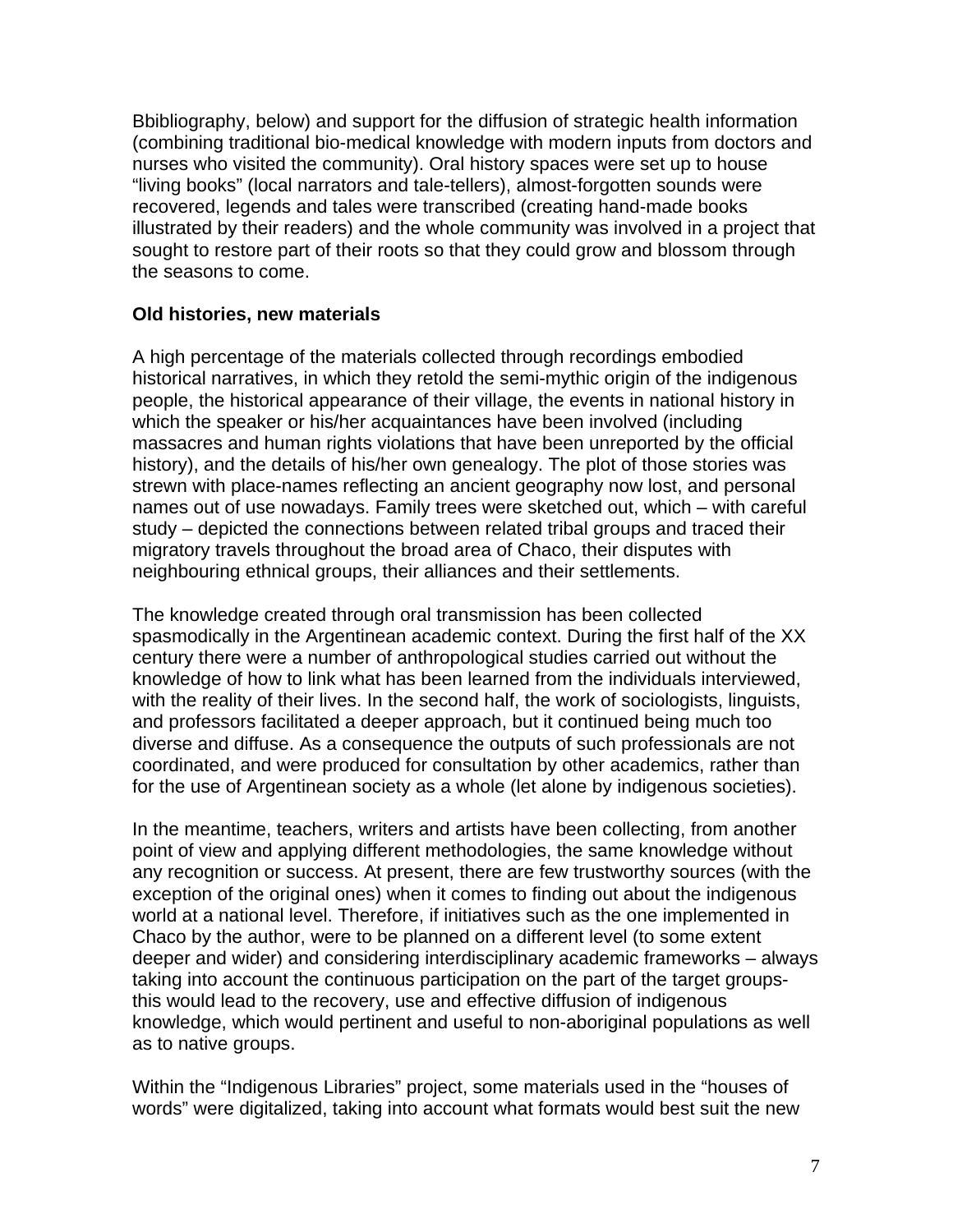Bbibliography, below) and support for the diffusion of strategic health information (combining traditional bio-medical knowledge with modern inputs from doctors and nurses who visited the community). Oral history spaces were set up to house "living books" (local narrators and tale-tellers), almost-forgotten sounds were recovered, legends and tales were transcribed (creating hand-made books illustrated by their readers) and the whole community was involved in a project that sought to restore part of their roots so that they could grow and blossom through the seasons to come.

**Old histories, new materials**

A high percentage of the materials collected through recordings embodied historical narratives, in which they retold the semi-mythic origin of the indigenous people, the historical appearance of their village, the events in national history in which the speaker or his/her acquaintances have been involved (including massacres and human rights violations that have been unreported by the official history), and the details of his/her own genealogy. The plot of those stories was strewn with place-names reflecting an ancient geography now lost, and personal names out of use nowadays. Family trees were sketched out, which – with careful study – depicted the connections between related tribal groups and traced their migratory travels throughout the broad area of Chaco, their disputes with neighbouring ethnical groups, their alliances and their settlements.

The knowledge created through oral transmission has been collected spasmodically in the Argentinean academic context. During the first half of the XX century there were a number of anthropological studies carried out without the knowledge of how to link what has been learned from the individuals interviewed, with the reality of their lives. In the second half, the work of sociologists, linguists, and professors facilitated a deeper approach, but it continued being much too diverse and diffuse. As a consequence the outputs of such professionals are not coordinated, and were produced for consultation by other academics, rather than for the use of Argentinean society as a whole (let alone by indigenous societies).

In the meantime, teachers, writers and artists have been collecting, from another point of view and applying different methodologies, the same knowledge without any recognition or success. At present, there are few trustworthy sources (with the exception of the original ones) when it comes to finding out about the indigenous world at a national level. Therefore, if initiatives such as the one implemented in Chaco by the author, were to be planned on a different level (to some extent deeper and wider) and considering interdisciplinary academic frameworks – always taking into account the continuous participation on the part of the target groups- this would lead to the recovery, use and effective diffusion of indigenous knowledge, which would pertinent and useful to non-aboriginal populations as well as to native groups.

Within the "Indigenous Libraries" project, some materials used in the "houses of words" were digitalized, taking into account what formats would best suit the new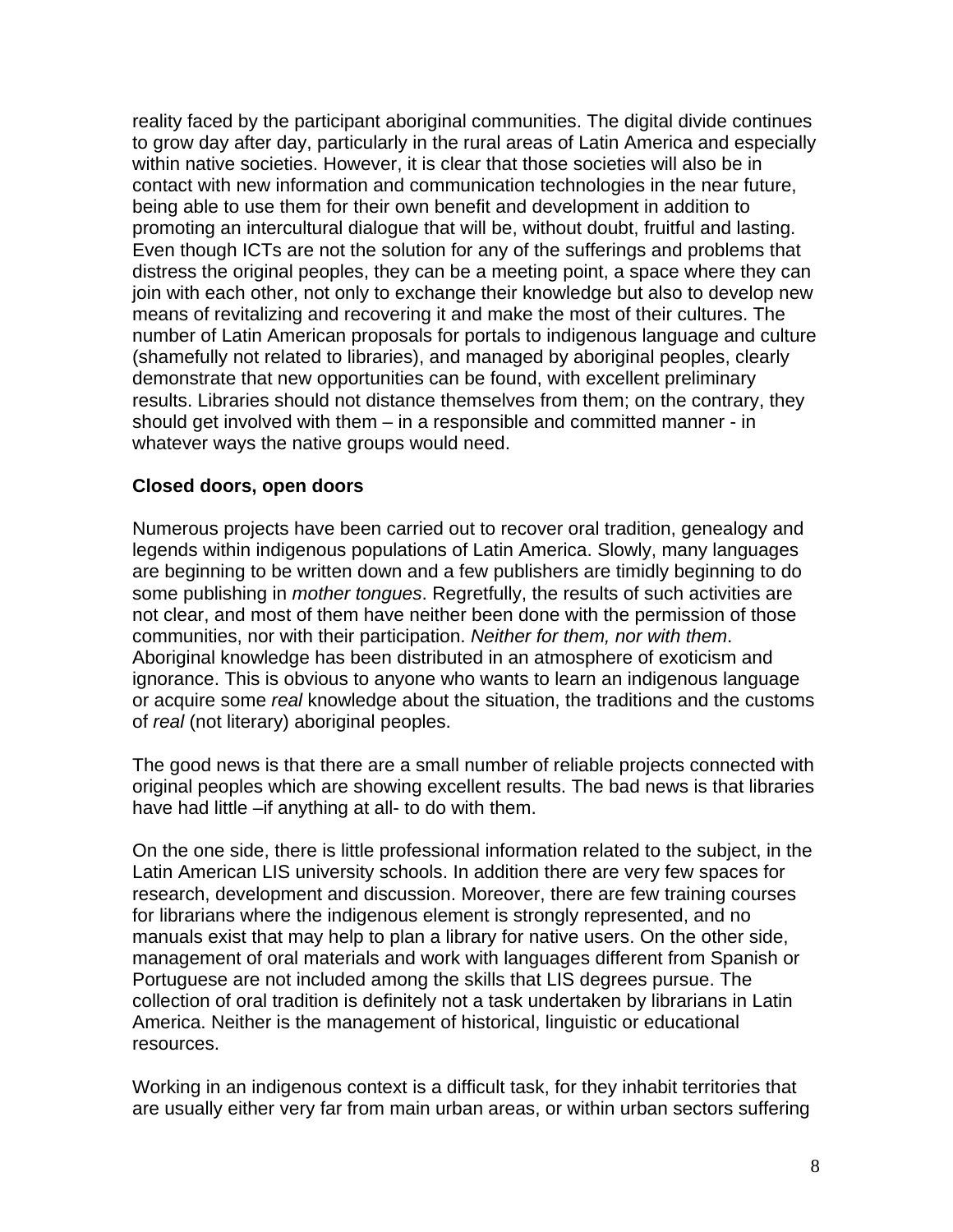reality faced by the participant aboriginal communities. The digital divide continues to grow day after day, particularly in the rural areas of Latin America and especially within native societies. However, it is clear that those societies will also be in contact with new information and communication technologies in the near future, being able to use them for their own benefit and development in addition to promoting an intercultural dialogue that will be, without doubt, fruitful and lasting. Even though ICTs are not the solution for any of the sufferings and problems that distress the original peoples, they can be a meeting point, a space where they can join with each other, not only to exchange their knowledge but also to develop new means of revitalizing and recovering it and make the most of their cultures. The number of Latin American proposals for portals to indigenous language and culture (shamefully not related to libraries), and managed by aboriginal peoples, clearly demonstrate that new opportunities can be found, with excellent preliminary results. Libraries should not distance themselves from them; on the contrary, they should get involved with them – in a responsible and committed manner - in whatever ways the native groups would need.

**Closed doors, open doors**

Numerous projects have been carried out to recover oral tradition, genealogy and legends within indigenous populations of Latin America. Slowly, many languages are beginning to be written down and a few publishers are timidly beginning to do some publishing in *mother tongues*. Regretfully, the results of such activities are not clear, and most of them have neither been done with the permission of those communities, nor with their participation. *Neither for them, nor with them*. Aboriginal knowledge has been distributed in an atmosphere of exoticism and ignorance. This is obvious to anyone who wants to learn an indigenous language or acquire some *real* knowledge about the situation, the traditions and the customs of *real* (not literary) aboriginal peoples.

The good news is that there are a small number of reliable projects connected with original peoples which are showing excellent results. The bad news is that libraries have had little –if anything at all- to do with them.

On the one side, there is little professional information related to the subject, in the Latin American LIS university schools. In addition there are very few spaces for research, development and discussion. Moreover, there are few training courses for librarians where the indigenous element is strongly represented, and no manuals exist that may help to plan a library for native users. On the other side, management of oral materials and work with languages different from Spanish or Portuguese are not included among the skills that LIS degrees pursue. The collection of oral tradition is definitely not a task undertaken by librarians in Latin America. Neither is the management of historical, linguistic or educational resources.

Working in an indigenous context is a difficult task, for they inhabit territories that are usually either very far from main urban areas, or within urban sectors suffering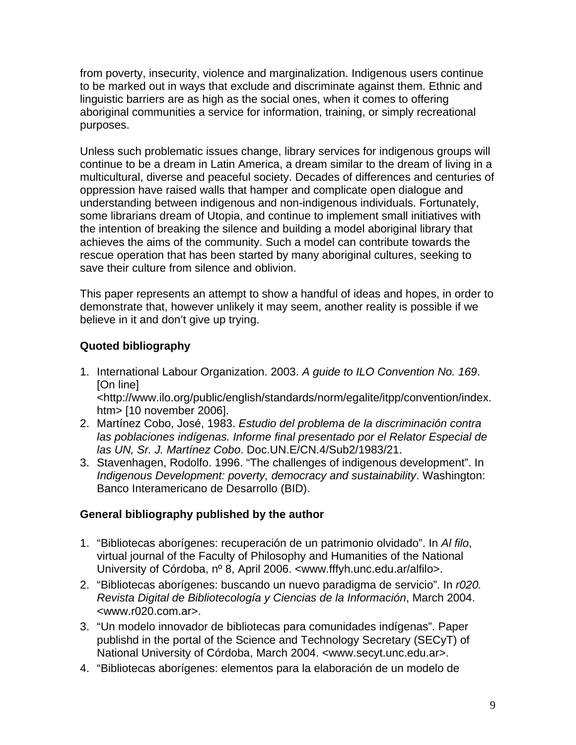from poverty, insecurity, violence and marginalization. Indigenous users continue to be marked out in ways that exclude and discriminate against them. Ethnic and linguistic barriers are as high as the social ones, when it comes to offering aboriginal communities a service for information, training, or simply recreational purposes.

Unless such problematic issues change, library services for indigenous groups will continue to be a dream in Latin America, a dream similar to the dream of living in a multicultural, diverse and peaceful society. Decades of differences and centuries of oppression have raised walls that hamper and complicate open dialogue and understanding between indigenous and non-indigenous individuals. Fortunately, some librarians dream of Utopia, and continue to implement small initiatives with the intention of breaking the silence and building a model aboriginal library that achieves the aims of the community. Such a model can contribute towards the rescue operation that has been started by many aboriginal cultures, seeking to save their culture from silence and oblivion.

This paper represents an attempt to show a handful of ideas and hopes, in order to demonstrate that, however unlikely it may seem, another reality is possible if we believe in it and don't give up trying.

**Quoted bibliography**

1. International Labour Organization. 2003. *A guide to ILO Convention No. 169*. [On line] <http://www.ilo.org/public/english/standards/norm/egalite/itpp/convention/index.htm> [10 november 2006].
2. Martínez Cobo, José, 1983. *Estudio del problema de la discriminación contra las poblaciones indígenas. Informe final presentado por el Relator Especial de las UN, Sr. J. Martínez Cobo*. Doc.UN.E/CN.4/Sub2/1983/21.
3. Stavenhagen, Rodolfo. 1996. "The challenges of indigenous development". In *Indigenous Development: poverty, democracy and sustainability*. Washington: Banco Interamericano de Desarrollo (BID).

**General bibliography published by the author**

1. "Bibliotecas aborígenes: recuperación de un patrimonio olvidado". In *Al filo*, virtual journal of the Faculty of Philosophy and Humanities of the National University of Córdoba, nº 8, April 2006. <www.fffyh.unc.edu.ar/alfilo>.
2. "Bibliotecas aborígenes: buscando un nuevo paradigma de servicio". In *r020. Revista Digital de Bibliotecología y Ciencias de la Información*, March 2004. <www.r020.com.ar>.
3. "Un modelo innovador de bibliotecas para comunidades indígenas". Paper publishd in the portal of the Science and Technology Secretary (SECyT) of National University of Córdoba, March 2004. <www.secyt.unc.edu.ar>.
4. "Bibliotecas aborígenes: elementos para la elaboración de un modelo de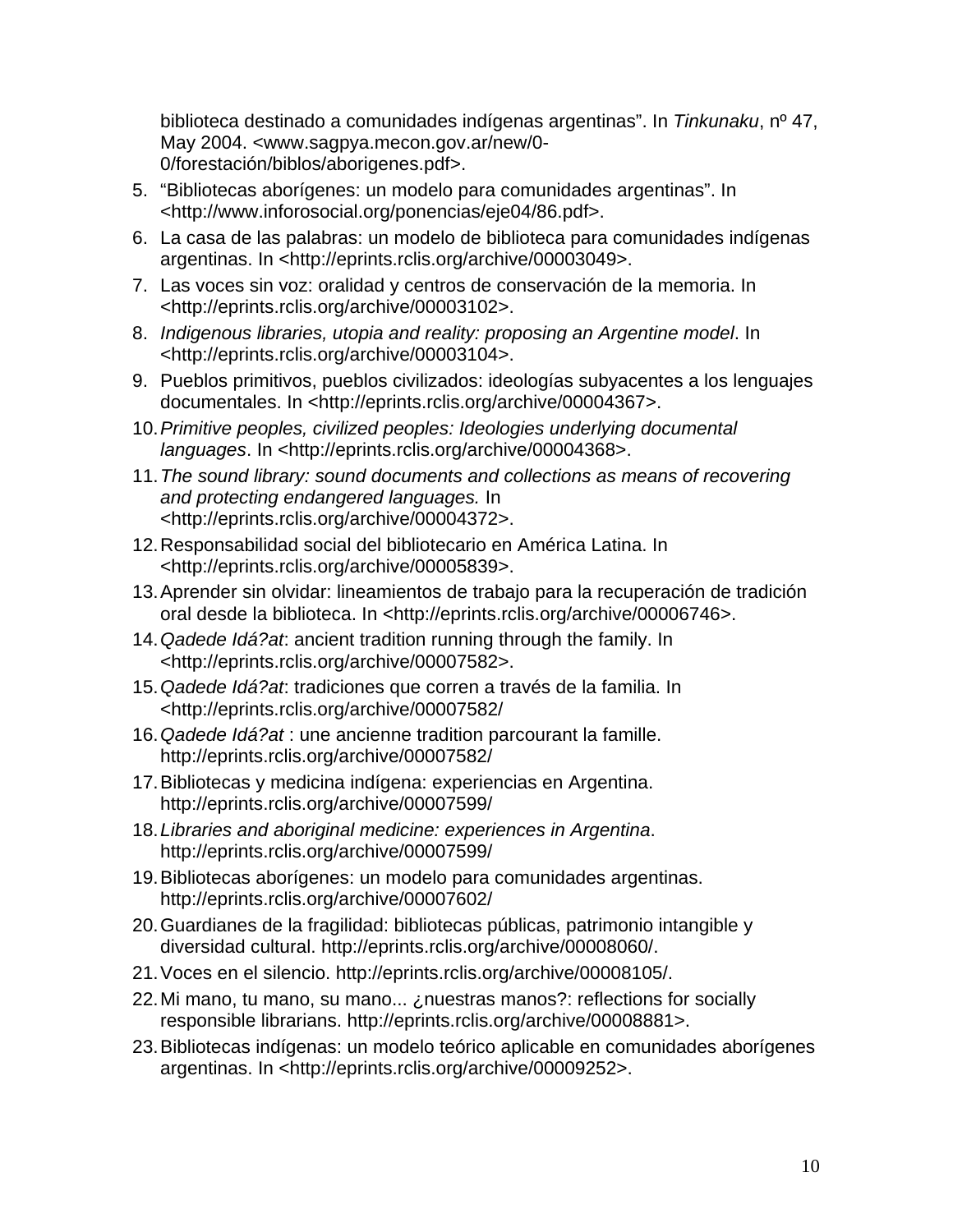biblioteca destinado a comunidades indígenas argentinas". In *Tinkunaku*, nº 47, May 2004. <www.sagpya.mecon.gov.ar/new/0-0/forestación/biblos/aborigenes.pdf>.

5. "Bibliotecas aborígenes: un modelo para comunidades argentinas". In <http://www.inforosocial.org/ponencias/eje04/86.pdf>.
6. La casa de las palabras: un modelo de biblioteca para comunidades indígenas argentinas. In <http://eprints.rclis.org/archive/00003049>.
7. Las voces sin voz: oralidad y centros de conservación de la memoria. In <http://eprints.rclis.org/archive/00003102>.
8. *Indigenous libraries, utopia and reality: proposing an Argentine model*. In <http://eprints.rclis.org/archive/00003104>.
9. Pueblos primitivos, pueblos civilizados: ideologías subyacentes a los lenguajes documentales. In <http://eprints.rclis.org/archive/00004367>.
10. *Primitive peoples, civilized peoples: Ideologies underlying documental languages*. In <http://eprints.rclis.org/archive/00004368>.
11. *The sound library: sound documents and collections as means of recovering and protecting endangered languages.* In <http://eprints.rclis.org/archive/00004372>.
12. Responsabilidad social del bibliotecario en América Latina. In <http://eprints.rclis.org/archive/00005839>.
13. Aprender sin olvidar: lineamientos de trabajo para la recuperación de tradición oral desde la biblioteca. In <http://eprints.rclis.org/archive/00006746>.
14. *Qadede Idá?at*: ancient tradition running through the family. In <http://eprints.rclis.org/archive/00007582>.
15. *Qadede Idá?at*: tradiciones que corren a través de la familia. In <http://eprints.rclis.org/archive/00007582/
16. *Qadede Idá?at* : une ancienne tradition parcourant la famille. http://eprints.rclis.org/archive/00007582/
17. Bibliotecas y medicina indígena: experiencias en Argentina. http://eprints.rclis.org/archive/00007599/
18. *Libraries and aboriginal medicine: experiences in Argentina*. http://eprints.rclis.org/archive/00007599/
19. Bibliotecas aborígenes: un modelo para comunidades argentinas. http://eprints.rclis.org/archive/00007602/
20. Guardianes de la fragilidad: bibliotecas públicas, patrimonio intangible y diversidad cultural. http://eprints.rclis.org/archive/00008060/.
21. Voces en el silencio. http://eprints.rclis.org/archive/00008105/.
22. Mi mano, tu mano, su mano... ¿nuestras manos?: reflections for socially responsible librarians. http://eprints.rclis.org/archive/00008881>.
23. Bibliotecas indígenas: un modelo teórico aplicable en comunidades aborígenes argentinas. In <http://eprints.rclis.org/archive/00009252>.